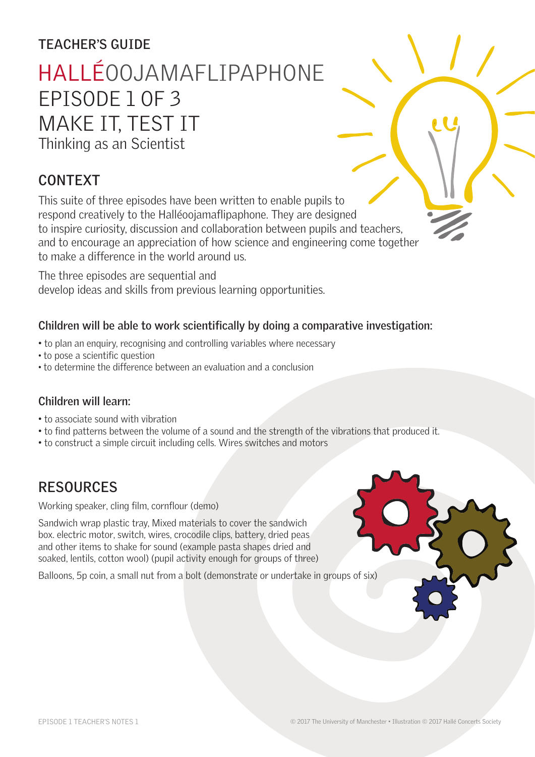TEACHER'S GUIDE

# HALLÉOOJAMAFLIPAPHONE EPISODE 1 OF 3 MAKE IT, TEST IT

Thinking as an Scientist

## CONTEXT

This suite of three episodes have been written to enable pupils to respond creatively to the Halléoojamaflipaphone. They are designed to inspire curiosity, discussion and collaboration between pupils and teachers, and to encourage an appreciation of how science and engineering come together to make a difference in the world around us.

The three episodes are sequential and develop ideas and skills from previous learning opportunities.

### Children will be able to work scientifically by doing a comparative investigation:

- to plan an enquiry, recognising and controlling variables where necessary
- to pose a scientific question
- to determine the difference between an evaluation and a conclusion

### Children will learn:

- to associate sound with vibration
- to find patterns between the volume of a sound and the strength of the vibrations that produced it.
- to construct a simple circuit including cells. Wires switches and motors

## RESOURCES

Working speaker, cling film, cornflour (demo)

Sandwich wrap plastic tray, Mixed materials to cover the sandwich box. electric motor, switch, wires, crocodile clips, battery, dried peas and other items to shake for sound (example pasta shapes dried and soaked, lentils, cotton wool) (pupil activity enough for groups of three)

Balloons, 5p coin, a small nut from a bolt (demonstrate or undertake in groups of six)

© 2017 The University of Manchester • Illustration © 2017 Hallé Concerts Society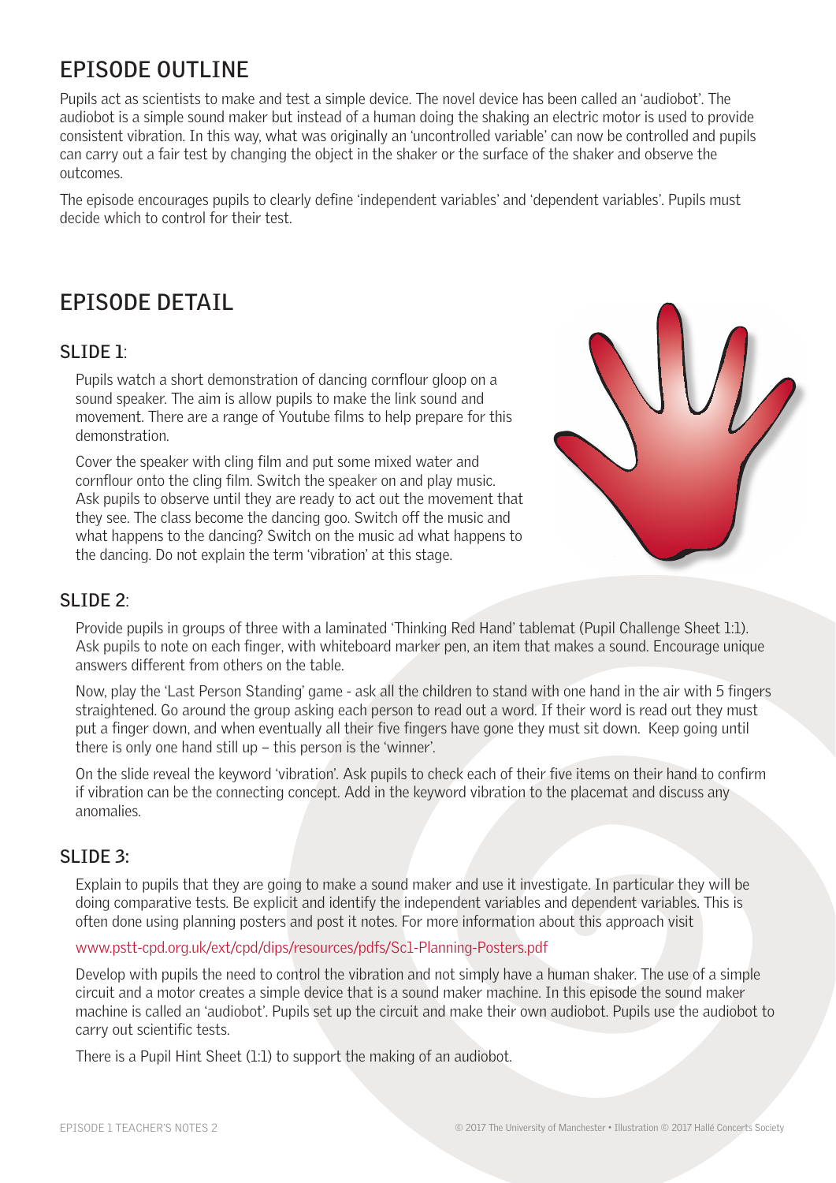## EPISODE OUTLINE

Pupils act as scientists to make and test a simple device. The novel device has been called an 'audiobot'. The audiobot is a simple sound maker but instead of a human doing the shaking an electric motor is used to provide consistent vibration. In this way, what was originally an 'uncontrolled variable' can now be controlled and pupils can carry out a fair test by changing the object in the shaker or the surface of the shaker and observe the outcomes.

The episode encourages pupils to clearly define 'independent variables' and 'dependent variables'. Pupils must decide which to control for their test.

## EPISODE DETAIL

### SLIDE 1:

Pupils watch a short demonstration of dancing cornflour gloop on a sound speaker. The aim is allow pupils to make the link sound and movement. There are a range of Youtube films to help prepare for this demonstration.

Cover the speaker with cling film and put some mixed water and cornflour onto the cling film. Switch the speaker on and play music. Ask pupils to observe until they are ready to act out the movement that they see. The class become the dancing goo. Switch off the music and what happens to the dancing? Switch on the music ad what happens to the dancing. Do not explain the term 'vibration' at this stage.

### SLIDE 2:

Provide pupils in groups of three with a laminated 'Thinking Red Hand' tablemat (Pupil Challenge Sheet 1:1). Ask pupils to note on each finger, with whiteboard marker pen, an item that makes a sound. Encourage unique answers different from others on the table.

Now, play the 'Last Person Standing' game - ask all the children to stand with one hand in the air with 5 fingers straightened. Go around the group asking each person to read out a word. If their word is read out they must put a finger down, and when eventually all their five fingers have gone they must sit down. Keep going until there is only one hand still up – this person is the 'winner'.

On the slide reveal the keyword 'vibration'. Ask pupils to check each of their five items on their hand to confirm if vibration can be the connecting concept. Add in the keyword vibration to the placemat and discuss any anomalies.

### SLIDE 3:

Explain to pupils that they are going to make a sound maker and use it investigate. In particular they will be doing comparative tests. Be explicit and identify the independent variables and dependent variables. This is often done using planning posters and post it notes. For more information about this approach visit

www.pstt-cpd.org.uk/ext/cpd/dips/resources/pdfs/Sc1-Planning-Posters.pdf

Develop with pupils the need to control the vibration and not simply have a human shaker. The use of a simple circuit and a motor creates a simple device that is a sound maker machine. In this episode the sound maker machine is called an 'audiobot'. Pupils set up the circuit and make their own audiobot. Pupils use the audiobot to carry out scientific tests.

There is a Pupil Hint Sheet (1:1) to support the making of an audiobot.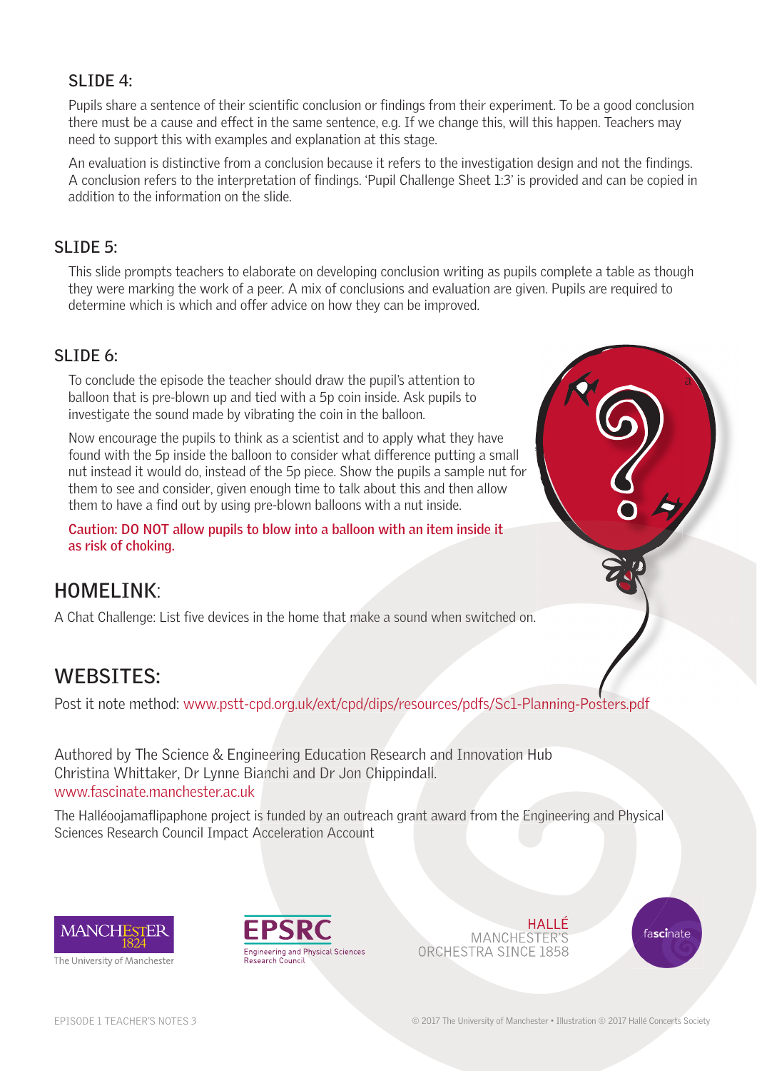## SLIDE 4:

Pupils share a sentence of their scientific conclusion or findings from their experiment. To be a good conclusion there must be a cause and effect in the same sentence, e.g. If we change this, will this happen. Teachers may need to support this with examples and explanation at this stage.

An evaluation is distinctive from a conclusion because it refers to the investigation design and not the findings. A conclusion refers to the interpretation of findings. 'Pupil Challenge Sheet 1:3' is provided and can be copied in addition to the information on the slide.

## SLIDE 5:

This slide prompts teachers to elaborate on developing conclusion writing as pupils complete a table as though they were marking the work of a peer. A mix of conclusions and evaluation are given. Pupils are required to determine which is which and offer advice on how they can be improved.

## SLIDE 6:

To conclude the episode the teacher should draw the pupil's attention to balloon that is pre-blown up and tied with a 5p coin inside. Ask pupils to investigate the sound made by vibrating the coin in the balloon.

Now encourage the pupils to think as a scientist and to apply what they have found with the 5p inside the balloon to consider what difference putting a small nut instead it would do, instead of the 5p piece. Show the pupils a sample nut for them to see and consider, given enough time to talk about this and then allow them to have a find out by using pre-blown balloons with a nut inside.

**Caution: DO NOT allow pupils to blow into a balloon with an item inside it as risk of choking.**

## HOMELINK:

A Chat Challenge: List five devices in the home that make a sound when switched on.

## WEBSITES:

Post it note method: www.pstt-cpd.org.uk/ext/cpd/dips/resources/pdfs/Sc1-Planning-Posters.pdf

Authored by The Science & Engineering Education Research and Innovation Hub
Christina Whittaker, Dr Lynne Bianchi and Dr Jon Chippindall.
www.fascinate.manchester.ac.uk

The Halléoojamaflipaphone project is funded by an outreach grant award from the Engineering and Physical Sciences Research Council Impact Acceleration Account

MANCHESTER 1824 The University of Manchester

EPSRC Engineering and Physical Sciences Research Council

HALLÉ MANCHESTER'S ORCHESTRA SINCE 1858

fascinate

EPISODE 1 TEACHER'S NOTES 3

© 2017 The University of Manchester • Illustration © 2017 Hallé Concerts Society